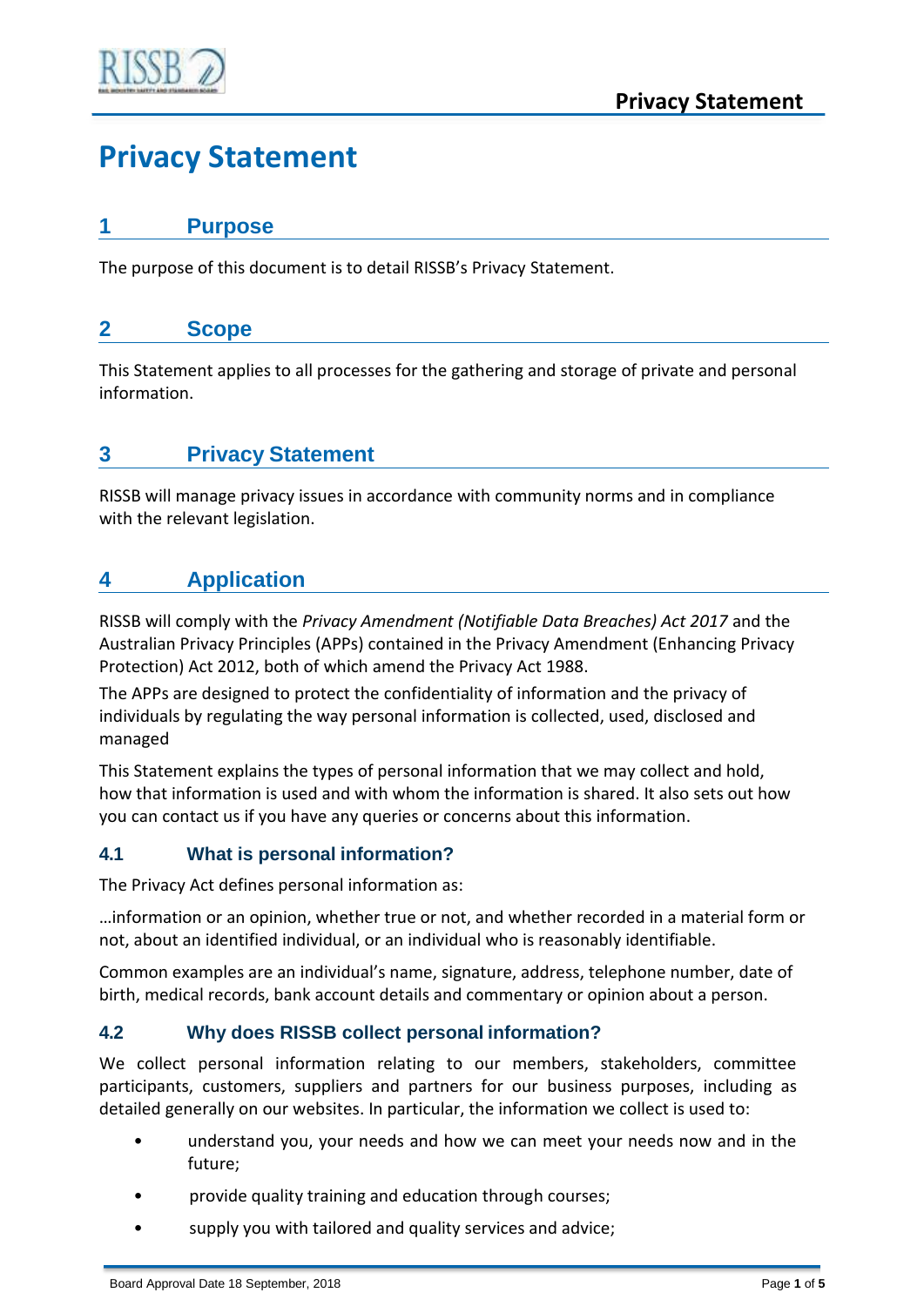# Privacy Statement

## 1 Purpose

The purpose of this document is to detail RISSB's Privacy Statement.

## 2 Scope

This Statement applies to all processes for the gathering and storage of private and personal information.

## 3 Privacy Statement

RISSB will manage privacy issues in accordance with community norms and in compliance with the relevant legislation.

## 4 Application

RISSB will comply with the *Privacy Amendment (Notifiable Data Breaches) Act 2017* and the Australian Privacy Principles (APPs) contained in the Privacy Amendment (Enhancing Privacy Protection) Act 2012, both of which amend the Privacy Act 1988.

The APPs are designed to protect the confidentiality of information and the privacy of individuals by regulating the way personal information is collected, used, disclosed and managed

This Statement explains the types of personal information that we may collect and hold, how that information is used and with whom the information is shared. It also sets out how you can contact us if you have any queries or concerns about this information.

### 4.1 What is personal information?

The Privacy Act defines personal information as:

…information or an opinion, whether true or not, and whether recorded in a material form or not, about an identified individual, or an individual who is reasonably identifiable.

Common examples are an individual's name, signature, address, telephone number, date of birth, medical records, bank account details and commentary or opinion about a person.

### 4.2 Why does RISSB collect personal information?

We collect personal information relating to our members, stakeholders, committee participants, customers, suppliers and partners for our business purposes, including as detailed generally on our websites. In particular, the information we collect is used to:

- understand you, your needs and how we can meet your needs now and in the future;
- provide quality training and education through courses;
- supply you with tailored and quality services and advice;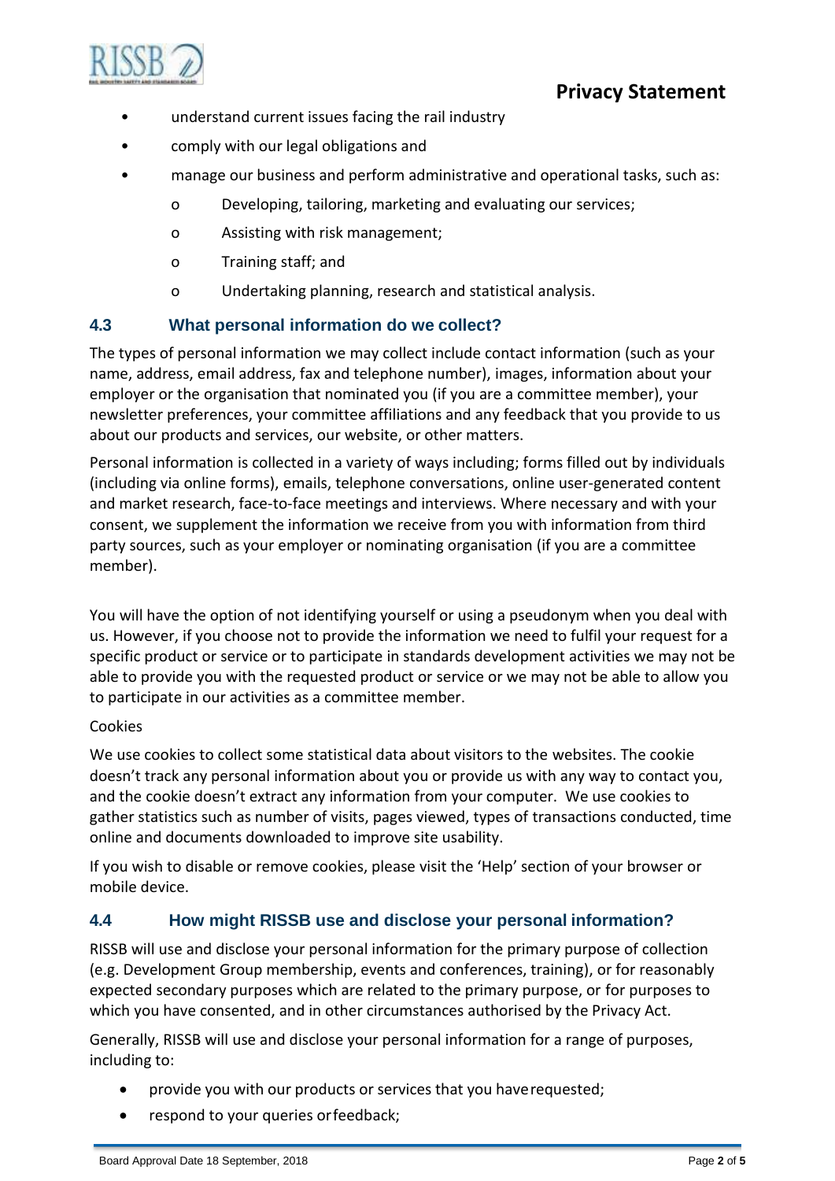- understand current issues facing the rail industry
- comply with our legal obligations and
- manage our business and perform administrative and operational tasks, such as:
    - Developing, tailoring, marketing and evaluating our services;
    - Assisting with risk management;
    - Training staff; and
    - Undertaking planning, research and statistical analysis.

### 4.3 What personal information do we collect?

The types of personal information we may collect include contact information (such as your name, address, email address, fax and telephone number), images, information about your employer or the organisation that nominated you (if you are a committee member), your newsletter preferences, your committee affiliations and any feedback that you provide to us about our products and services, our website, or other matters.

Personal information is collected in a variety of ways including; forms filled out by individuals (including via online forms), emails, telephone conversations, online user-generated content and market research, face-to-face meetings and interviews. Where necessary and with your consent, we supplement the information we receive from you with information from third party sources, such as your employer or nominating organisation (if you are a committee member).

You will have the option of not identifying yourself or using a pseudonym when you deal with us. However, if you choose not to provide the information we need to fulfil your request for a specific product or service or to participate in standards development activities we may not be able to provide you with the requested product or service or we may not be able to allow you to participate in our activities as a committee member.

Cookies

We use cookies to collect some statistical data about visitors to the websites. The cookie doesn't track any personal information about you or provide us with any way to contact you, and the cookie doesn't extract any information from your computer. We use cookies to gather statistics such as number of visits, pages viewed, types of transactions conducted, time online and documents downloaded to improve site usability.

If you wish to disable or remove cookies, please visit the 'Help' section of your browser or mobile device.

### 4.4 How might RISSB use and disclose your personal information?

RISSB will use and disclose your personal information for the primary purpose of collection (e.g. Development Group membership, events and conferences, training), or for reasonably expected secondary purposes which are related to the primary purpose, or for purposes to which you have consented, and in other circumstances authorised by the Privacy Act.

Generally, RISSB will use and disclose your personal information for a range of purposes, including to:

- provide you with our products or services that you have requested;
- respond to your queries or feedback;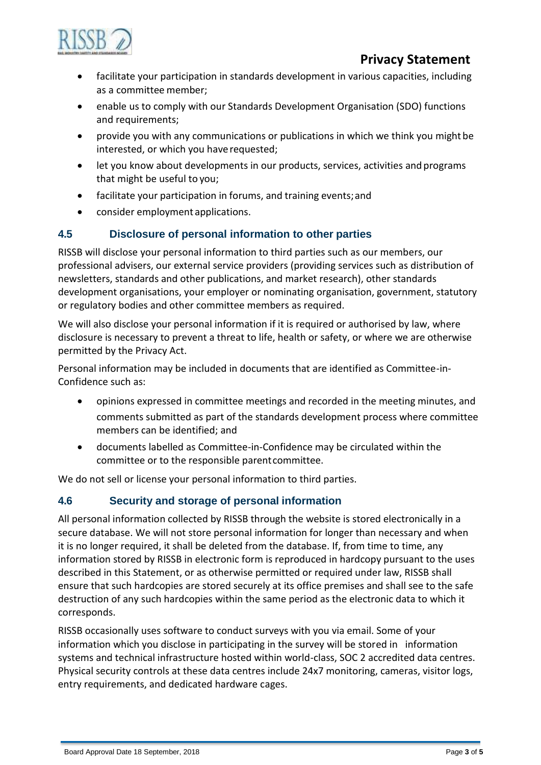- facilitate your participation in standards development in various capacities, including as a committee member;
- enable us to comply with our Standards Development Organisation (SDO) functions and requirements;
- provide you with any communications or publications in which we think you might be interested, or which you have requested;
- let you know about developments in our products, services, activities and programs that might be useful to you;
- facilitate your participation in forums, and training events; and
- consider employment applications.

### 4.5 Disclosure of personal information to other parties

RISSB will disclose your personal information to third parties such as our members, our professional advisers, our external service providers (providing services such as distribution of newsletters, standards and other publications, and market research), other standards development organisations, your employer or nominating organisation, government, statutory or regulatory bodies and other committee members as required.

We will also disclose your personal information if it is required or authorised by law, where disclosure is necessary to prevent a threat to life, health or safety, or where we are otherwise permitted by the Privacy Act.

Personal information may be included in documents that are identified as Committee-in-Confidence such as:

- opinions expressed in committee meetings and recorded in the meeting minutes, and comments submitted as part of the standards development process where committee members can be identified; and
- documents labelled as Committee-in-Confidence may be circulated within the committee or to the responsible parent committee.

We do not sell or license your personal information to third parties.

### 4.6 Security and storage of personal information

All personal information collected by RISSB through the website is stored electronically in a secure database. We will not store personal information for longer than necessary and when it is no longer required, it shall be deleted from the database. If, from time to time, any information stored by RISSB in electronic form is reproduced in hardcopy pursuant to the uses described in this Statement, or as otherwise permitted or required under law, RISSB shall ensure that such hardcopies are stored securely at its office premises and shall see to the safe destruction of any such hardcopies within the same period as the electronic data to which it corresponds.

RISSB occasionally uses software to conduct surveys with you via email. Some of your information which you disclose in participating in the survey will be stored in information systems and technical infrastructure hosted within world-class, SOC 2 accredited data centres. Physical security controls at these data centres include 24x7 monitoring, cameras, visitor logs, entry requirements, and dedicated hardware cages.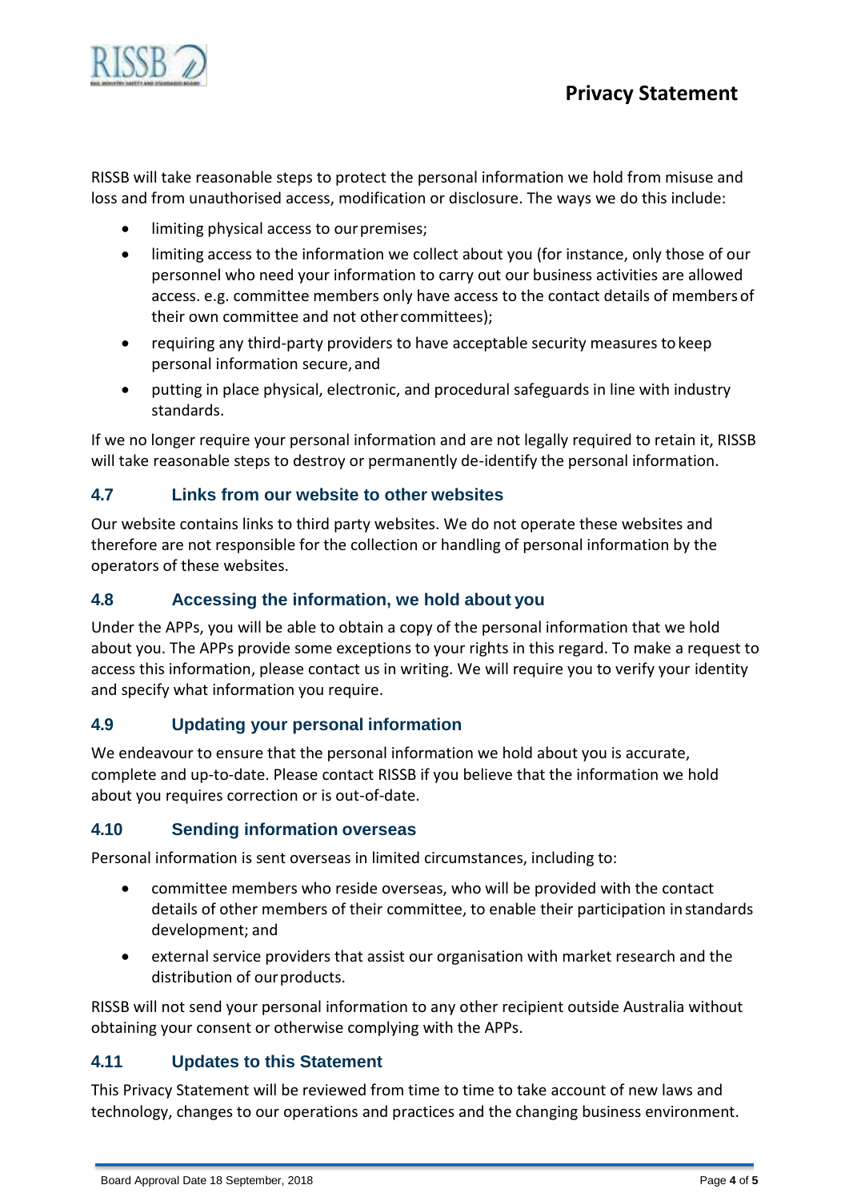RISSB will take reasonable steps to protect the personal information we hold from misuse and loss and from unauthorised access, modification or disclosure. The ways we do this include:

- limiting physical access to our premises;
- limiting access to the information we collect about you (for instance, only those of our personnel who need your information to carry out our business activities are allowed access. e.g. committee members only have access to the contact details of members of their own committee and not other committees);
- requiring any third-party providers to have acceptable security measures to keep personal information secure, and
- putting in place physical, electronic, and procedural safeguards in line with industry standards.

If we no longer require your personal information and are not legally required to retain it, RISSB will take reasonable steps to destroy or permanently de-identify the personal information.

### 4.7 Links from our website to other websites

Our website contains links to third party websites. We do not operate these websites and therefore are not responsible for the collection or handling of personal information by the operators of these websites.

### 4.8 Accessing the information, we hold about you

Under the APPs, you will be able to obtain a copy of the personal information that we hold about you. The APPs provide some exceptions to your rights in this regard. To make a request to access this information, please contact us in writing. We will require you to verify your identity and specify what information you require.

### 4.9 Updating your personal information

We endeavour to ensure that the personal information we hold about you is accurate, complete and up-to-date. Please contact RISSB if you believe that the information we hold about you requires correction or is out-of-date.

### 4.10 Sending information overseas

Personal information is sent overseas in limited circumstances, including to:

- committee members who reside overseas, who will be provided with the contact details of other members of their committee, to enable their participation in standards development; and
- external service providers that assist our organisation with market research and the distribution of our products.

RISSB will not send your personal information to any other recipient outside Australia without obtaining your consent or otherwise complying with the APPs.

### 4.11 Updates to this Statement

This Privacy Statement will be reviewed from time to time to take account of new laws and technology, changes to our operations and practices and the changing business environment.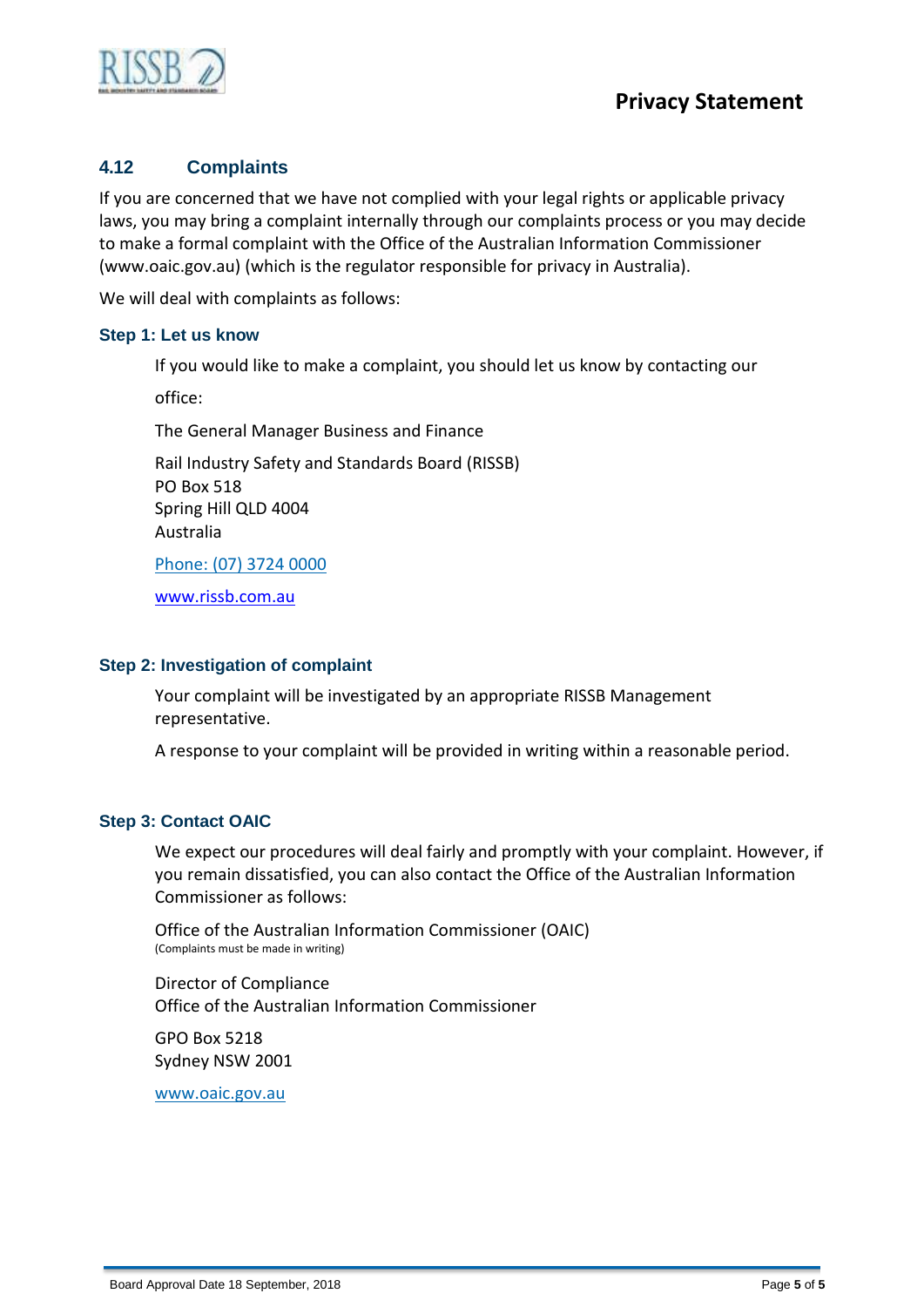## 4.12 Complaints

If you are concerned that we have not complied with your legal rights or applicable privacy laws, you may bring a complaint internally through our complaints process or you may decide to make a formal complaint with the Office of the Australian Information Commissioner (www.oaic.gov.au) (which is the regulator responsible for privacy in Australia).

We will deal with complaints as follows:

### Step 1: Let us know

If you would like to make a complaint, you should let us know by contacting our office:

The General Manager Business and Finance

Rail Industry Safety and Standards Board (RISSB)
PO Box 518
Spring Hill QLD 4004
Australia

Phone: (07) 3724 0000

www.rissb.com.au

### Step 2: Investigation of complaint

Your complaint will be investigated by an appropriate RISSB Management representative.

A response to your complaint will be provided in writing within a reasonable period.

### Step 3: Contact OAIC

We expect our procedures will deal fairly and promptly with your complaint. However, if you remain dissatisfied, you can also contact the Office of the Australian Information Commissioner as follows:

Office of the Australian Information Commissioner (OAIC)
(Complaints must be made in writing)

Director of Compliance
Office of the Australian Information Commissioner

GPO Box 5218
Sydney NSW 2001

www.oaic.gov.au